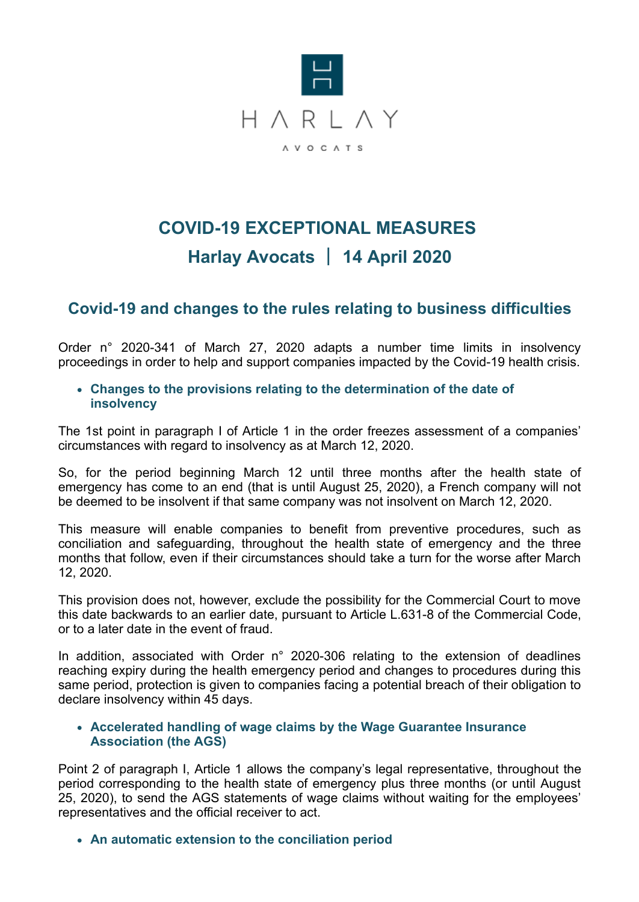HARLAY

AVOCATS

# COVID-19 EXCEPTIONAL MEASURES

## Harlay Avocats | 14 April 2020

## Covid-19 and changes to the rules relating to business difficulties

Order n° 2020-341 of March 27, 2020 adapts a number time limits in insolvency proceedings in order to help and support companies impacted by the Covid-19 health crisis.

- **Changes to the provisions relating to the determination of the date of insolvency**

The 1st point in paragraph I of Article 1 in the order freezes assessment of a companies' circumstances with regard to insolvency as at March 12, 2020.

So, for the period beginning March 12 until three months after the health state of emergency has come to an end (that is until August 25, 2020), a French company will not be deemed to be insolvent if that same company was not insolvent on March 12, 2020.

This measure will enable companies to benefit from preventive procedures, such as conciliation and safeguarding, throughout the health state of emergency and the three months that follow, even if their circumstances should take a turn for the worse after March 12, 2020.

This provision does not, however, exclude the possibility for the Commercial Court to move this date backwards to an earlier date, pursuant to Article L.631-8 of the Commercial Code, or to a later date in the event of fraud.

In addition, associated with Order n° 2020-306 relating to the extension of deadlines reaching expiry during the health emergency period and changes to procedures during this same period, protection is given to companies facing a potential breach of their obligation to declare insolvency within 45 days.

- **Accelerated handling of wage claims by the Wage Guarantee Insurance Association (the AGS)**

Point 2 of paragraph I, Article 1 allows the company's legal representative, throughout the period corresponding to the health state of emergency plus three months (or until August 25, 2020), to send the AGS statements of wage claims without waiting for the employees' representatives and the official receiver to act.

- **An automatic extension to the conciliation period**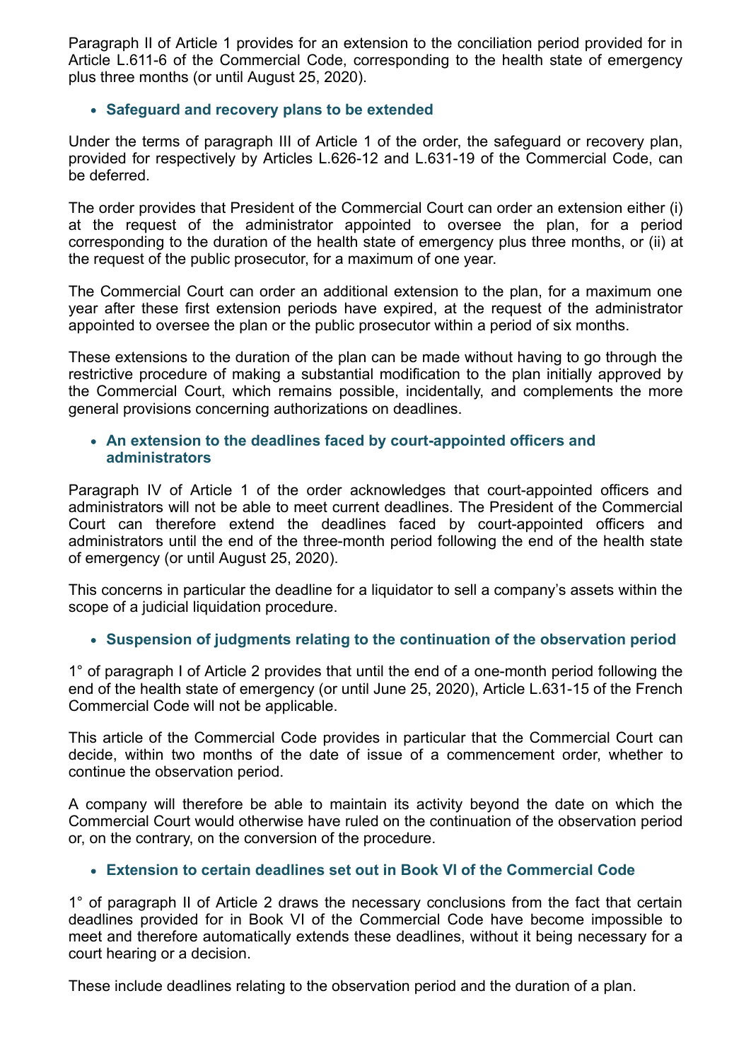Paragraph II of Article 1 provides for an extension to the conciliation period provided for in Article L.611-6 of the Commercial Code, corresponding to the health state of emergency plus three months (or until August 25, 2020).

- **Safeguard and recovery plans to be extended**

Under the terms of paragraph III of Article 1 of the order, the safeguard or recovery plan, provided for respectively by Articles L.626-12 and L.631-19 of the Commercial Code, can be deferred.

The order provides that President of the Commercial Court can order an extension either (i) at the request of the administrator appointed to oversee the plan, for a period corresponding to the duration of the health state of emergency plus three months, or (ii) at the request of the public prosecutor, for a maximum of one year.

The Commercial Court can order an additional extension to the plan, for a maximum one year after these first extension periods have expired, at the request of the administrator appointed to oversee the plan or the public prosecutor within a period of six months.

These extensions to the duration of the plan can be made without having to go through the restrictive procedure of making a substantial modification to the plan initially approved by the Commercial Court, which remains possible, incidentally, and complements the more general provisions concerning authorizations on deadlines.

- **An extension to the deadlines faced by court-appointed officers and administrators**

Paragraph IV of Article 1 of the order acknowledges that court-appointed officers and administrators will not be able to meet current deadlines. The President of the Commercial Court can therefore extend the deadlines faced by court-appointed officers and administrators until the end of the three-month period following the end of the health state of emergency (or until August 25, 2020).

This concerns in particular the deadline for a liquidator to sell a company's assets within the scope of a judicial liquidation procedure.

- **Suspension of judgments relating to the continuation of the observation period**

1° of paragraph I of Article 2 provides that until the end of a one-month period following the end of the health state of emergency (or until June 25, 2020), Article L.631-15 of the French Commercial Code will not be applicable.

This article of the Commercial Code provides in particular that the Commercial Court can decide, within two months of the date of issue of a commencement order, whether to continue the observation period.

A company will therefore be able to maintain its activity beyond the date on which the Commercial Court would otherwise have ruled on the continuation of the observation period or, on the contrary, on the conversion of the procedure.

- **Extension to certain deadlines set out in Book VI of the Commercial Code**

1° of paragraph II of Article 2 draws the necessary conclusions from the fact that certain deadlines provided for in Book VI of the Commercial Code have become impossible to meet and therefore automatically extends these deadlines, without it being necessary for a court hearing or a decision.

These include deadlines relating to the observation period and the duration of a plan.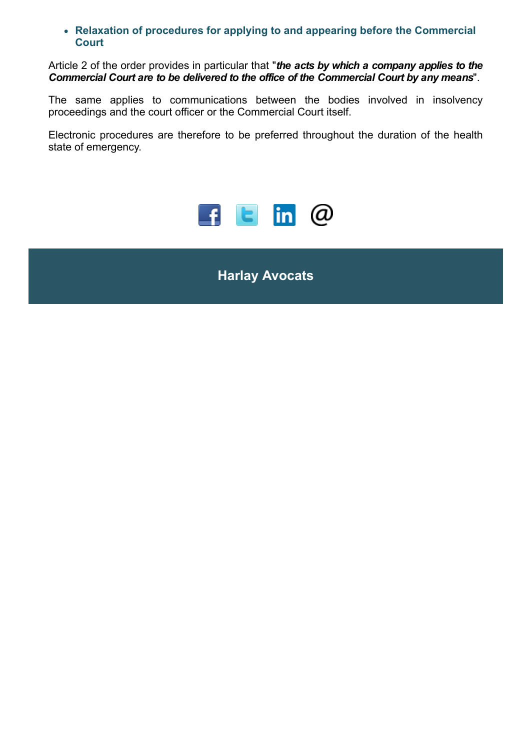- **Relaxation of procedures for applying to and appearing before the Commercial Court**

Article 2 of the order provides in particular that "***the acts by which a company applies to the Commercial Court are to be delivered to the office of the Commercial Court by any means***".

The same applies to communications between the bodies involved in insolvency proceedings and the court officer or the Commercial Court itself.

Electronic procedures are therefore to be preferred throughout the duration of the health state of emergency.

**Harlay Avocats**